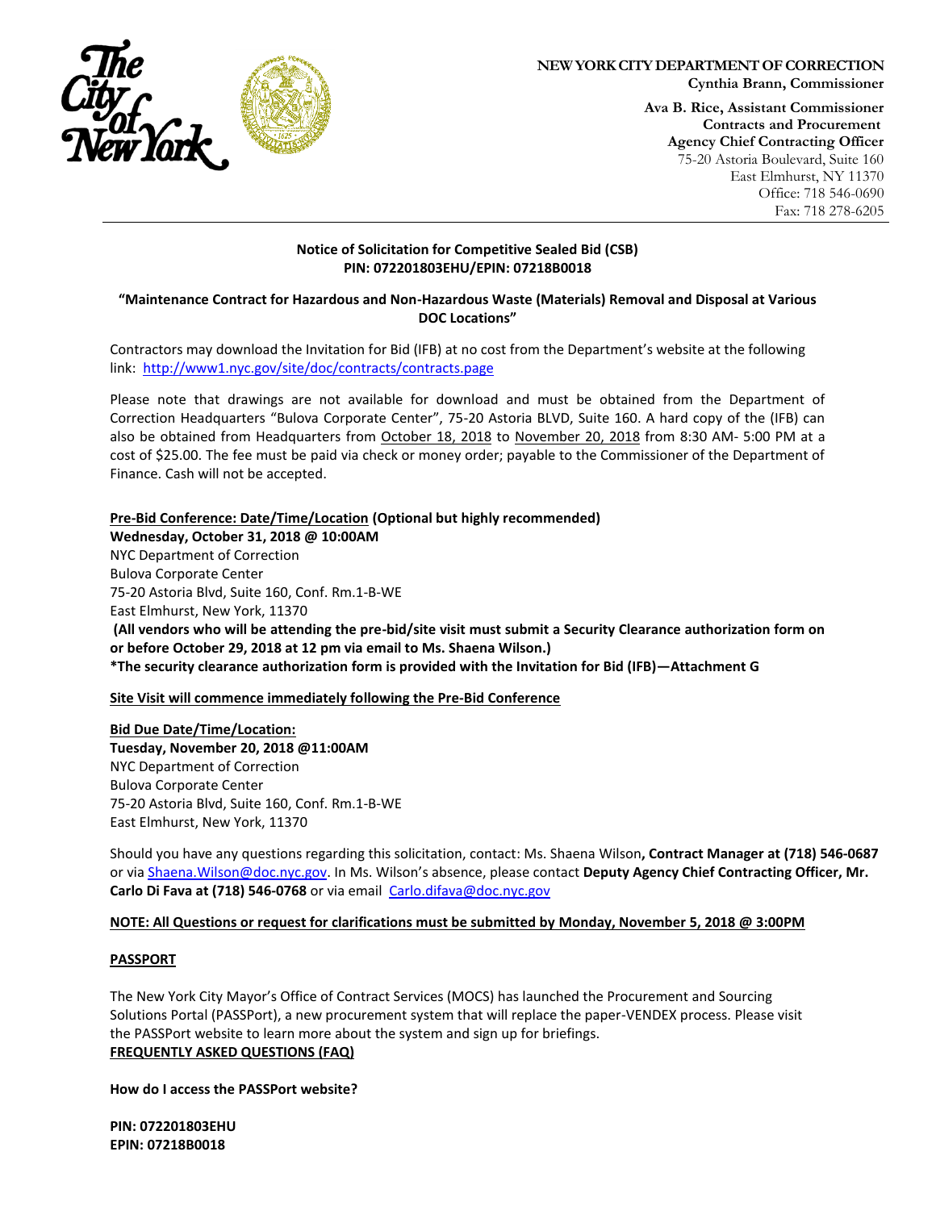**NEW YORK CITY DEPARTMENT OF CORRECTION**
**Cynthia Brann, Commissioner**

**Ava B. Rice, Assistant Commissioner**
**Contracts and Procurement**
**Agency Chief Contracting Officer**
75-20 Astoria Boulevard, Suite 160
East Elmhurst, NY 11370
Office: 718 546-0690
Fax: 718 278-6205

**Notice of Solicitation for Competitive Sealed Bid (CSB)**
**PIN: 072201803EHU/EPIN: 07218B0018**

**"Maintenance Contract for Hazardous and Non-Hazardous Waste (Materials) Removal and Disposal at Various DOC Locations"**

Contractors may download the Invitation for Bid (IFB) at no cost from the Department's website at the following link: http://www1.nyc.gov/site/doc/contracts/contracts.page

Please note that drawings are not available for download and must be obtained from the Department of Correction Headquarters "Bulova Corporate Center", 75-20 Astoria BLVD, Suite 160. A hard copy of the (IFB) can also be obtained from Headquarters from October 18, 2018 to November 20, 2018 from 8:30 AM- 5:00 PM at a cost of $25.00. The fee must be paid via check or money order; payable to the Commissioner of the Department of Finance. Cash will not be accepted.

**Pre-Bid Conference: Date/Time/Location (Optional but highly recommended)**
**Wednesday, October 31, 2018 @ 10:00AM**
NYC Department of Correction
Bulova Corporate Center
75-20 Astoria Blvd, Suite 160, Conf. Rm.1-B-WE
East Elmhurst, New York, 11370
**(All vendors who will be attending the pre-bid/site visit must submit a Security Clearance authorization form on or before October 29, 2018 at 12 pm via email to Ms. Shaena Wilson.)**
**\*The security clearance authorization form is provided with the Invitation for Bid (IFB)—Attachment G**

**Site Visit will commence immediately following the Pre-Bid Conference**

**Bid Due Date/Time/Location:**
**Tuesday, November 20, 2018 @11:00AM**
NYC Department of Correction
Bulova Corporate Center
75-20 Astoria Blvd, Suite 160, Conf. Rm.1-B-WE
East Elmhurst, New York, 11370

Should you have any questions regarding this solicitation, contact: Ms. Shaena Wilson**, Contract Manager at (718) 546-0687** or via Shaena.Wilson@doc.nyc.gov. In Ms. Wilson's absence, please contact **Deputy Agency Chief Contracting Officer, Mr. Carlo Di Fava at (718) 546-0768** or via email Carlo.difava@doc.nyc.gov

**NOTE: All Questions or request for clarifications must be submitted by Monday, November 5, 2018 @ 3:00PM**

**PASSPORT**

The New York City Mayor's Office of Contract Services (MOCS) has launched the Procurement and Sourcing Solutions Portal (PASSPort), a new procurement system that will replace the paper-VENDEX process. Please visit the PASSPort website to learn more about the system and sign up for briefings.

**FREQUENTLY ASKED QUESTIONS (FAQ)**

**How do I access the PASSPort website?**

**PIN: 072201803EHU**
**EPIN: 07218B0018**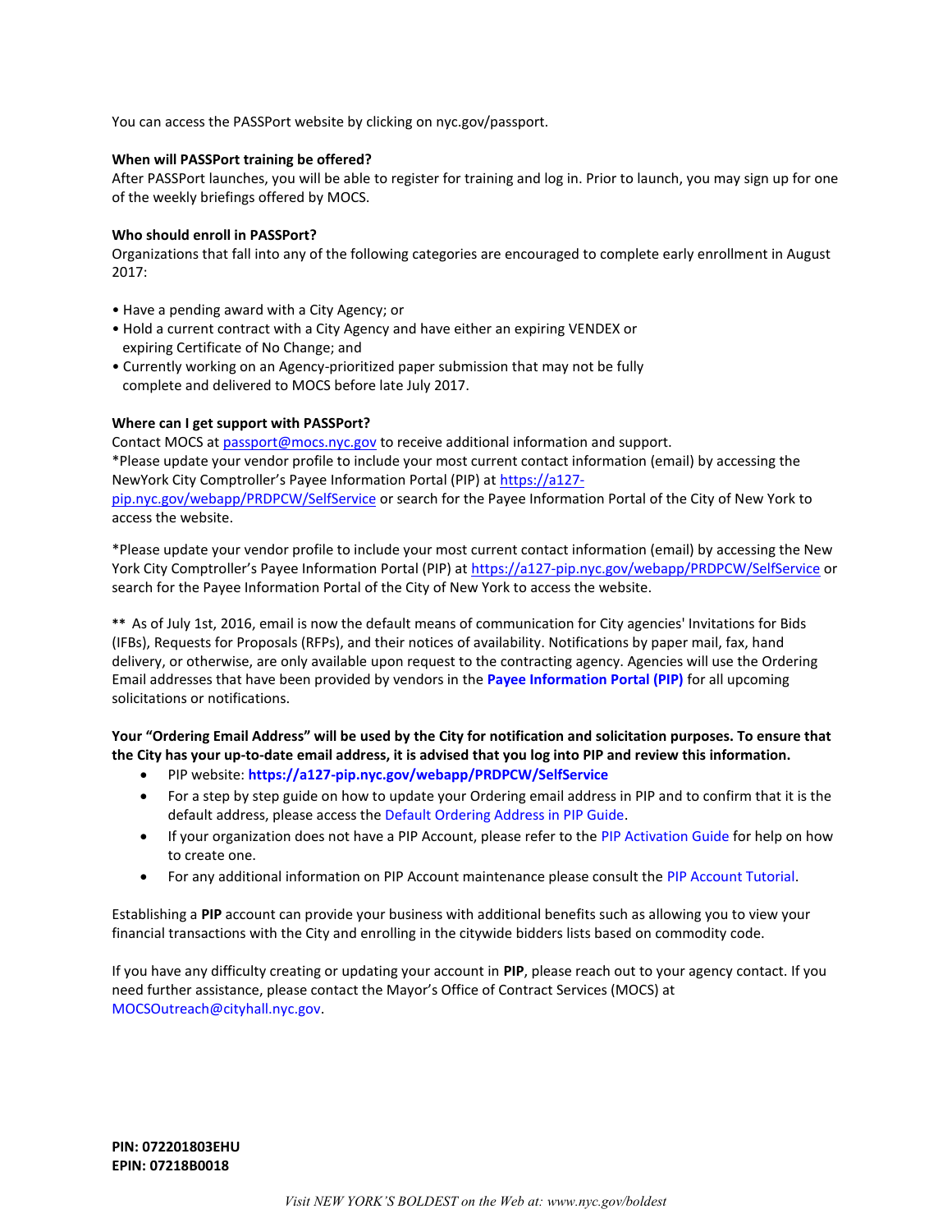You can access the PASSPort website by clicking on nyc.gov/passport.

**When will PASSPort training be offered?**
After PASSPort launches, you will be able to register for training and log in. Prior to launch, you may sign up for one of the weekly briefings offered by MOCS.

**Who should enroll in PASSPort?**
Organizations that fall into any of the following categories are encouraged to complete early enrollment in August 2017:

- Have a pending award with a City Agency; or
- Hold a current contract with a City Agency and have either an expiring VENDEX or expiring Certificate of No Change; and
- Currently working on an Agency-prioritized paper submission that may not be fully complete and delivered to MOCS before late July 2017.

**Where can I get support with PASSPort?**
Contact MOCS at passport@mocs.nyc.gov to receive additional information and support.
*Please update your vendor profile to include your most current contact information (email) by accessing the NewYork City Comptroller's Payee Information Portal (PIP) at https://a127-pip.nyc.gov/webapp/PRDPCW/SelfService or search for the Payee Information Portal of the City of New York to access the website.

*Please update your vendor profile to include your most current contact information (email) by accessing the New York City Comptroller's Payee Information Portal (PIP) at https://a127-pip.nyc.gov/webapp/PRDPCW/SelfService or search for the Payee Information Portal of the City of New York to access the website.

**** As of July 1st, 2016, email is now the default means of communication for City agencies' Invitations for Bids (IFBs), Requests for Proposals (RFPs), and their notices of availability. Notifications by paper mail, fax, hand delivery, or otherwise, are only available upon request to the contracting agency. Agencies will use the Ordering Email addresses that have been provided by vendors in the **Payee Information Portal (PIP)** for all upcoming solicitations or notifications.

**Your "Ordering Email Address" will be used by the City for notification and solicitation purposes. To ensure that the City has your up-to-date email address, it is advised that you log into PIP and review this information.**

- PIP website: **https://a127-pip.nyc.gov/webapp/PRDPCW/SelfService**
- For a step by step guide on how to update your Ordering email address in PIP and to confirm that it is the default address, please access the Default Ordering Address in PIP Guide.
- If your organization does not have a PIP Account, please refer to the PIP Activation Guide for help on how to create one.
- For any additional information on PIP Account maintenance please consult the PIP Account Tutorial.

Establishing a **PIP** account can provide your business with additional benefits such as allowing you to view your financial transactions with the City and enrolling in the citywide bidders lists based on commodity code.

If you have any difficulty creating or updating your account in **PIP**, please reach out to your agency contact. If you need further assistance, please contact the Mayor's Office of Contract Services (MOCS) at MOCSOutreach@cityhall.nyc.gov.

**PIN: 072201803EHU**
**EPIN: 07218B0018**